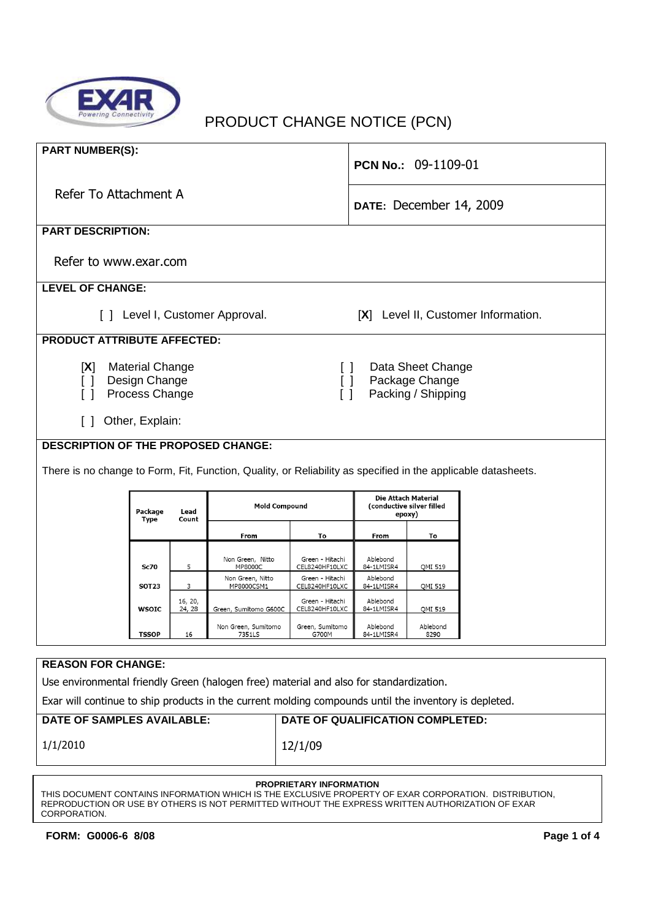# PRODUCT CHANGE NOTICE (PCN)

**PART NUMBER(S):**

Refer To Attachment A

**PCN No.:** 09-1109-01

**DATE:** December 14, 2009

**PART DESCRIPTION:**

Refer to www.exar.com

**LEVEL OF CHANGE:**

[ ] Level I, Customer Approval.    [**X**] Level II, Customer Information.

**PRODUCT ATTRIBUTE AFFECTED:**

- [**X**] Material Change
- [ ] Design Change
- [ ] Process Change
- [ ] Data Sheet Change
- [ ] Package Change
- [ ] Packing / Shipping
- [ ] Other, Explain:

**DESCRIPTION OF THE PROPOSED CHANGE:**

There is no change to Form, Fit, Function, Quality, or Reliability as specified in the applicable datasheets.

| Package Type | Lead Count | Mold Compound | | Die Attach Material (conductive silver filled epoxy) | |
|---|---|---|---|---|---|
| | | From | To | From | To |
| Sc70 | 5 | Non Green, Nitto MP8000C | Green - Hitachi CEL8240HF10LXC | Ablebond 84-1LMISR4 | QMI 519 |
| SOT23 | 3 | Non Green, Nitto MP8000CSM1 | Green - Hitachi CEL8240HF10LXC | Ablebond 84-1LMISR4 | QMI 519 |
| WSOIC | 16, 20, 24, 28 | Green, Sumitomo G600C | Green - Hitachi CEL8240HF10LXC | Ablebond 84-1LMISR4 | QMI 519 |
| TSSOP | 16 | Non Green, Sumitomo 7351LS | Green, Sumitomo G700M | Ablebond 84-1LMISR4 | Ablebond 8290 |

**REASON FOR CHANGE:**

Use environmental friendly Green (halogen free) material and also for standardization.

Exar will continue to ship products in the current molding compounds until the inventory is depleted.

| DATE OF SAMPLES AVAILABLE: | DATE OF QUALIFICATION COMPLETED: |
|---|---|
| 1/1/2010 | 12/1/09 |

**PROPRIETARY INFORMATION**

THIS DOCUMENT CONTAINS INFORMATION WHICH IS THE EXCLUSIVE PROPERTY OF EXAR CORPORATION. DISTRIBUTION, REPRODUCTION OR USE BY OTHERS IS NOT PERMITTED WITHOUT THE EXPRESS WRITTEN AUTHORIZATION OF EXAR CORPORATION.

**FORM: G0006-6 8/08**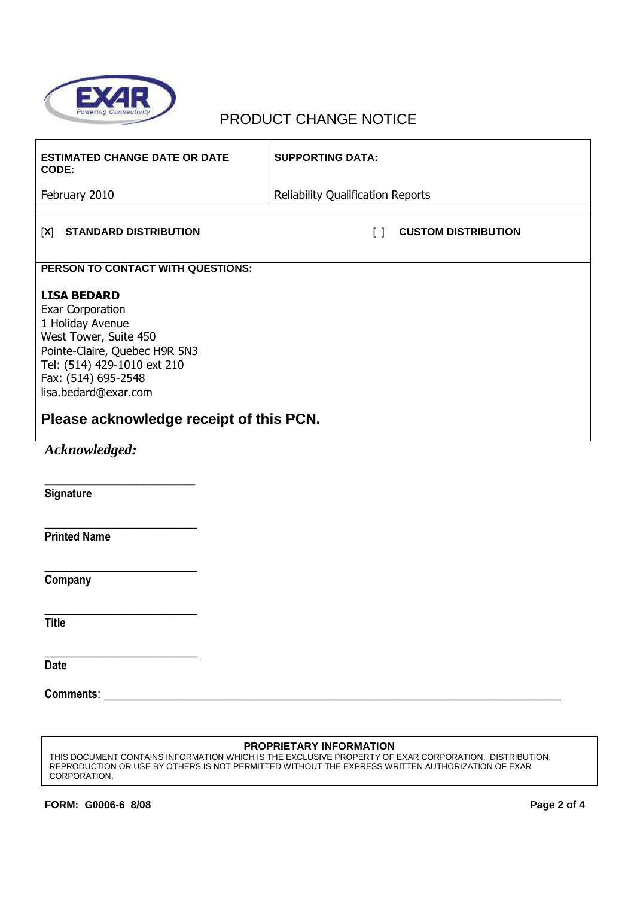EXAR Powering Connectivity

# PRODUCT CHANGE NOTICE

| **ESTIMATED CHANGE DATE OR DATE CODE:** | **SUPPORTING DATA:** |
|---|---|
| February 2010 | Reliability Qualification Reports |

[X] **STANDARD DISTRIBUTION** [ ] **CUSTOM DISTRIBUTION**

**PERSON TO CONTACT WITH QUESTIONS:**

**LISA BEDARD**
Exar Corporation
1 Holiday Avenue
West Tower, Suite 450
Pointe-Claire, Quebec H9R 5N3
Tel: (514) 429-1010 ext 210
Fax: (514) 695-2548
lisa.bedard@exar.com

## Please acknowledge receipt of this PCN.

***Acknowledged:***

_________________________
**Signature**

_________________________
**Printed Name**

_________________________
**Company**

_________________________
**Title**

_________________________
**Date**

**Comments**: _____________________________________________________________

**PROPRIETARY INFORMATION**
THIS DOCUMENT CONTAINS INFORMATION WHICH IS THE EXCLUSIVE PROPERTY OF EXAR CORPORATION. DISTRIBUTION, REPRODUCTION OR USE BY OTHERS IS NOT PERMITTED WITHOUT THE EXPRESS WRITTEN AUTHORIZATION OF EXAR CORPORATION.

**FORM: G0006-6 8/08**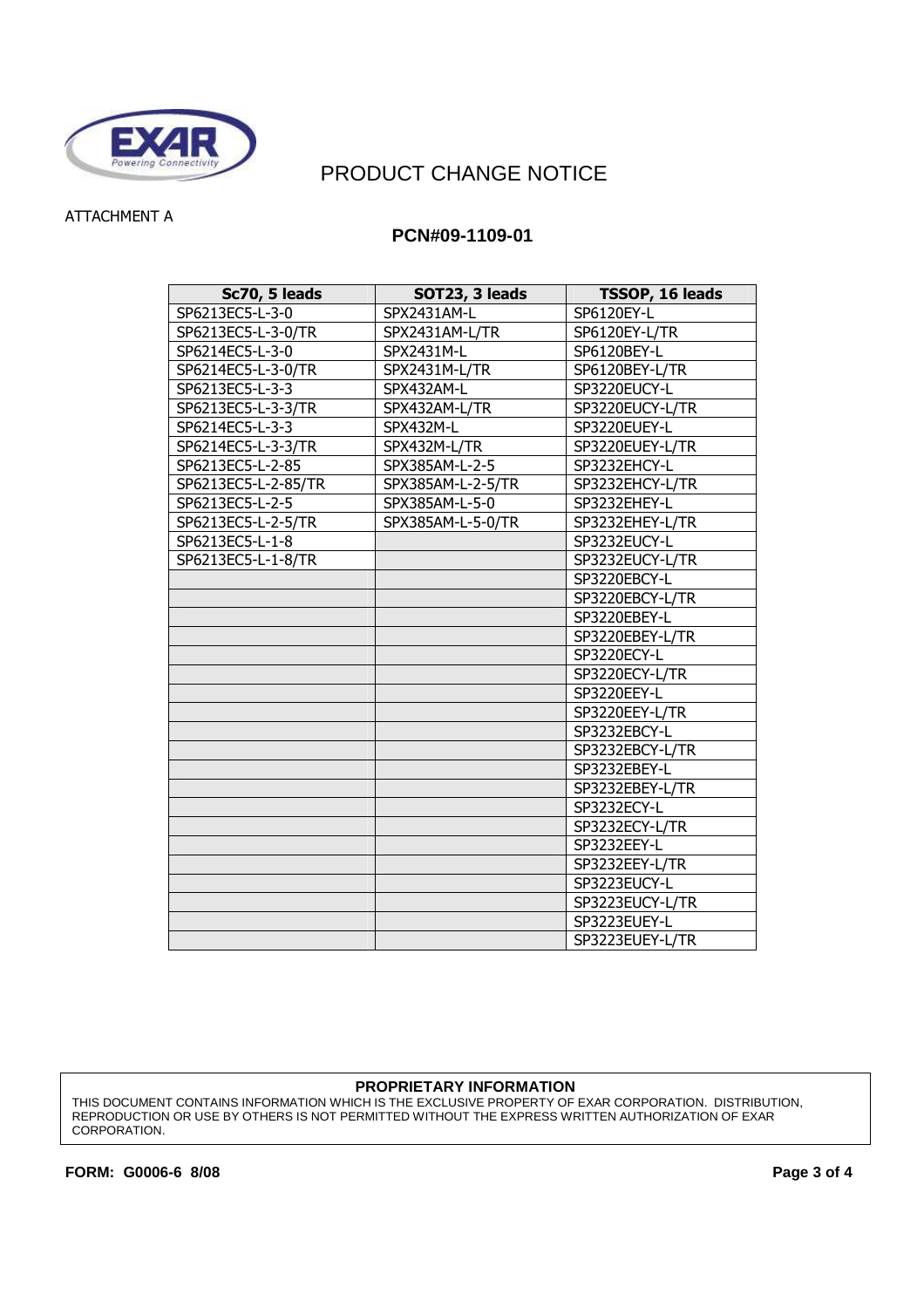# PRODUCT CHANGE NOTICE

ATTACHMENT A

**PCN#09-1109-01**

| Sc70, 5 leads | SOT23, 3 leads | TSSOP, 16 leads |
|---|---|---|
| SP6213EC5-L-3-0 | SPX2431AM-L | SP6120EY-L |
| SP6213EC5-L-3-0/TR | SPX2431AM-L/TR | SP6120EY-L/TR |
| SP6214EC5-L-3-0 | SPX2431M-L | SP6120BEY-L |
| SP6214EC5-L-3-0/TR | SPX2431M-L/TR | SP6120BEY-L/TR |
| SP6213EC5-L-3-3 | SPX432AM-L | SP3220EUCY-L |
| SP6213EC5-L-3-3/TR | SPX432AM-L/TR | SP3220EUCY-L/TR |
| SP6214EC5-L-3-3 | SPX432M-L | SP3220EUEY-L |
| SP6214EC5-L-3-3/TR | SPX432M-L/TR | SP3220EUEY-L/TR |
| SP6213EC5-L-2-85 | SPX385AM-L-2-5 | SP3232EHCY-L |
| SP6213EC5-L-2-85/TR | SPX385AM-L-2-5/TR | SP3232EHCY-L/TR |
| SP6213EC5-L-2-5 | SPX385AM-L-5-0 | SP3232EHEY-L |
| SP6213EC5-L-2-5/TR | SPX385AM-L-5-0/TR | SP3232EHEY-L/TR |
| SP6213EC5-L-1-8 | | SP3232EUCY-L |
| SP6213EC5-L-1-8/TR | | SP3232EUCY-L/TR |
| | | SP3220EBCY-L |
| | | SP3220EBCY-L/TR |
| | | SP3220EBEY-L |
| | | SP3220EBEY-L/TR |
| | | SP3220ECY-L |
| | | SP3220ECY-L/TR |
| | | SP3220EEY-L |
| | | SP3220EEY-L/TR |
| | | SP3232EBCY-L |
| | | SP3232EBCY-L/TR |
| | | SP3232EBEY-L |
| | | SP3232EBEY-L/TR |
| | | SP3232ECY-L |
| | | SP3232ECY-L/TR |
| | | SP3232EEY-L |
| | | SP3232EEY-L/TR |
| | | SP3223EUCY-L |
| | | SP3223EUCY-L/TR |
| | | SP3223EUEY-L |
| | | SP3223EUEY-L/TR |

**PROPRIETARY INFORMATION**

THIS DOCUMENT CONTAINS INFORMATION WHICH IS THE EXCLUSIVE PROPERTY OF EXAR CORPORATION. DISTRIBUTION, REPRODUCTION OR USE BY OTHERS IS NOT PERMITTED WITHOUT THE EXPRESS WRITTEN AUTHORIZATION OF EXAR CORPORATION.

**FORM: G0006-6 8/08**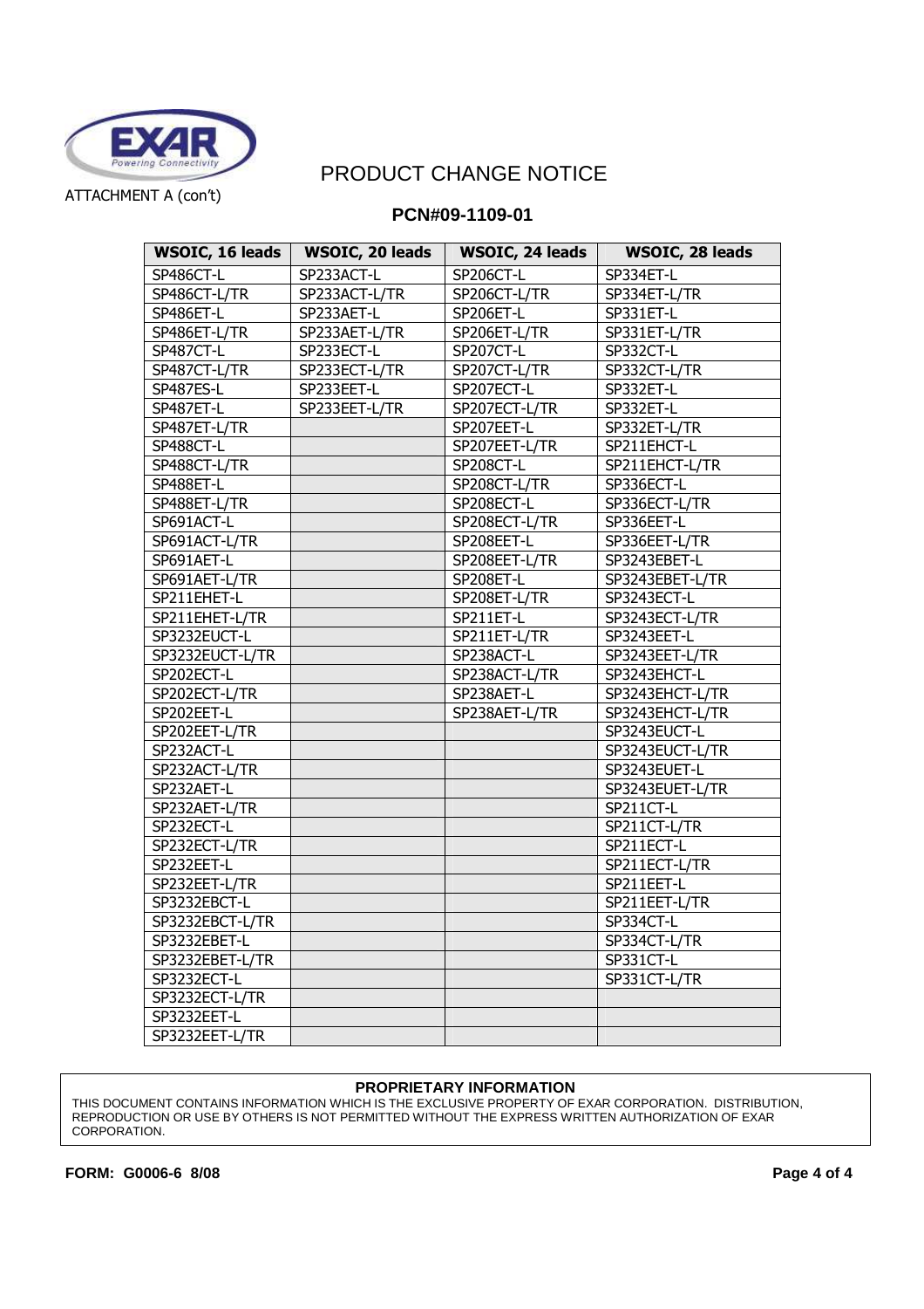ATTACHMENT A (con't)

# PRODUCT CHANGE NOTICE

## PCN#09-1109-01

| WSOIC, 16 leads | WSOIC, 20 leads | WSOIC, 24 leads | WSOIC, 28 leads |
|---|---|---|---|
| SP486CT-L | SP233ACT-L | SP206CT-L | SP334ET-L |
| SP486CT-L/TR | SP233ACT-L/TR | SP206CT-L/TR | SP334ET-L/TR |
| SP486ET-L | SP233AET-L | SP206ET-L | SP331ET-L |
| SP486ET-L/TR | SP233AET-L/TR | SP206ET-L/TR | SP331ET-L/TR |
| SP487CT-L | SP233ECT-L | SP207CT-L | SP332CT-L |
| SP487CT-L/TR | SP233ECT-L/TR | SP207CT-L/TR | SP332CT-L/TR |
| SP487ES-L | SP233EET-L | SP207ECT-L | SP332ET-L |
| SP487ET-L | SP233EET-L/TR | SP207ECT-L/TR | SP332ET-L |
| SP487ET-L/TR | | SP207EET-L | SP332ET-L/TR |
| SP488CT-L | | SP207EET-L/TR | SP211EHCT-L |
| SP488CT-L/TR | | SP208CT-L | SP211EHCT-L/TR |
| SP488ET-L | | SP208CT-L/TR | SP336ECT-L |
| SP488ET-L/TR | | SP208ECT-L | SP336ECT-L/TR |
| SP691ACT-L | | SP208ECT-L/TR | SP336EET-L |
| SP691ACT-L/TR | | SP208EET-L | SP336EET-L/TR |
| SP691AET-L | | SP208EET-L/TR | SP3243EBET-L |
| SP691AET-L/TR | | SP208ET-L | SP3243EBET-L/TR |
| SP211EHET-L | | SP208ET-L/TR | SP3243ECT-L |
| SP211EHET-L/TR | | SP211ET-L | SP3243ECT-L/TR |
| SP3232EUCT-L | | SP211ET-L/TR | SP3243EET-L |
| SP3232EUCT-L/TR | | SP238ACT-L | SP3243EET-L/TR |
| SP202ECT-L | | SP238ACT-L/TR | SP3243EHCT-L |
| SP202ECT-L/TR | | SP238AET-L | SP3243EHCT-L/TR |
| SP202EET-L | | SP238AET-L/TR | SP3243EHCT-L/TR |
| SP202EET-L/TR | | | SP3243EUCT-L |
| SP232ACT-L | | | SP3243EUCT-L/TR |
| SP232ACT-L/TR | | | SP3243EUET-L |
| SP232AET-L | | | SP3243EUET-L/TR |
| SP232AET-L/TR | | | SP211CT-L |
| SP232ECT-L | | | SP211CT-L/TR |
| SP232ECT-L/TR | | | SP211ECT-L |
| SP232EET-L | | | SP211ECT-L/TR |
| SP232EET-L/TR | | | SP211EET-L |
| SP3232EBCT-L | | | SP211EET-L/TR |
| SP3232EBCT-L/TR | | | SP334CT-L |
| SP3232EBET-L | | | SP334CT-L/TR |
| SP3232EBET-L/TR | | | SP331CT-L |
| SP3232ECT-L | | | SP331CT-L/TR |
| SP3232ECT-L/TR | | | |
| SP3232EET-L | | | |
| SP3232EET-L/TR | | | |

**PROPRIETARY INFORMATION**

THIS DOCUMENT CONTAINS INFORMATION WHICH IS THE EXCLUSIVE PROPERTY OF EXAR CORPORATION. DISTRIBUTION, REPRODUCTION OR USE BY OTHERS IS NOT PERMITTED WITHOUT THE EXPRESS WRITTEN AUTHORIZATION OF EXAR CORPORATION.

**FORM: G0006-6 8/08**